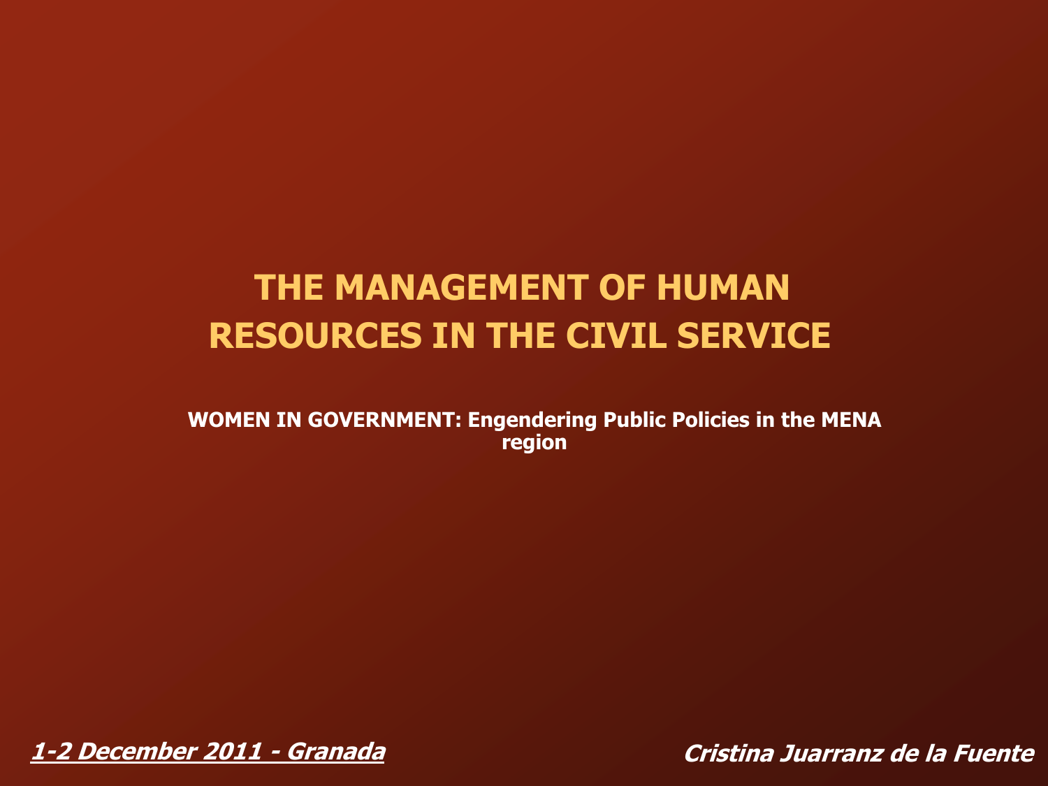# THE MANAGEMENT OF HUMAN RESOURCES IN THE CIVIL SERVICE

**WOMEN IN GOVERNMENT: Engendering Public Policies in the MENA region**

***1-2 December 2011 - Granada***

***Cristina Juarranz de la Fuente***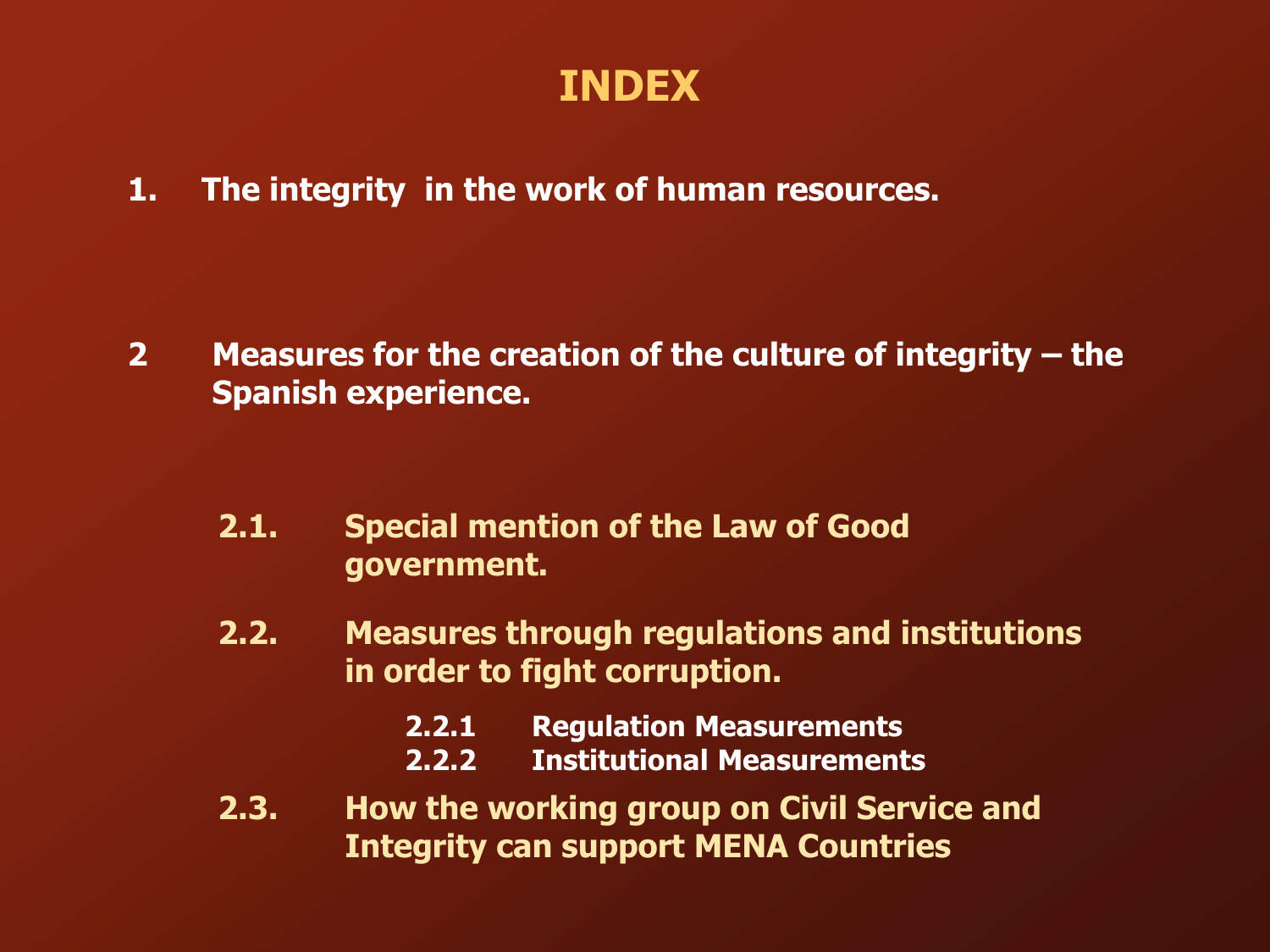# INDEX

1. **The integrity in the work of human resources.**

2 **Measures for the creation of the culture of integrity – the Spanish experience.**

   - **2.1. Special mention of the Law of Good government.**
   - **2.2. Measures through regulations and institutions in order to fight corruption.**
     - **2.2.1 Regulation Measurements**
     - **2.2.2 Institutional Measurements**
   - **2.3. How the working group on Civil Service and Integrity can support MENA Countries**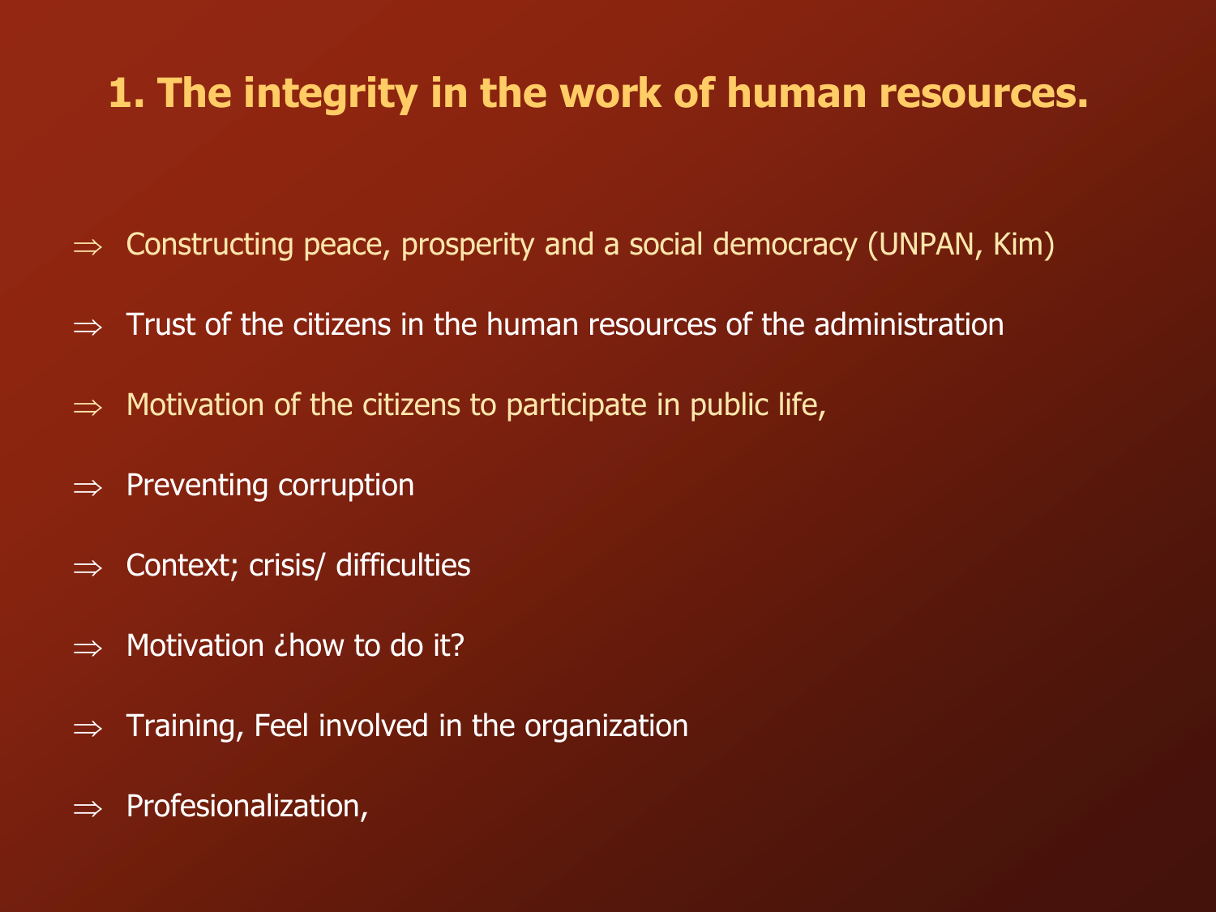## 1. The integrity in the work of human resources.

- ⇒ Constructing peace, prosperity and a social democracy (UNPAN, Kim)
- ⇒ Trust of the citizens in the human resources of the administration
- ⇒ Motivation of the citizens to participate in public life,
- ⇒ Preventing corruption
- ⇒ Context; crisis/ difficulties
- ⇒ Motivation ¿how to do it?
- ⇒ Training, Feel involved in the organization
- ⇒ Profesionalization,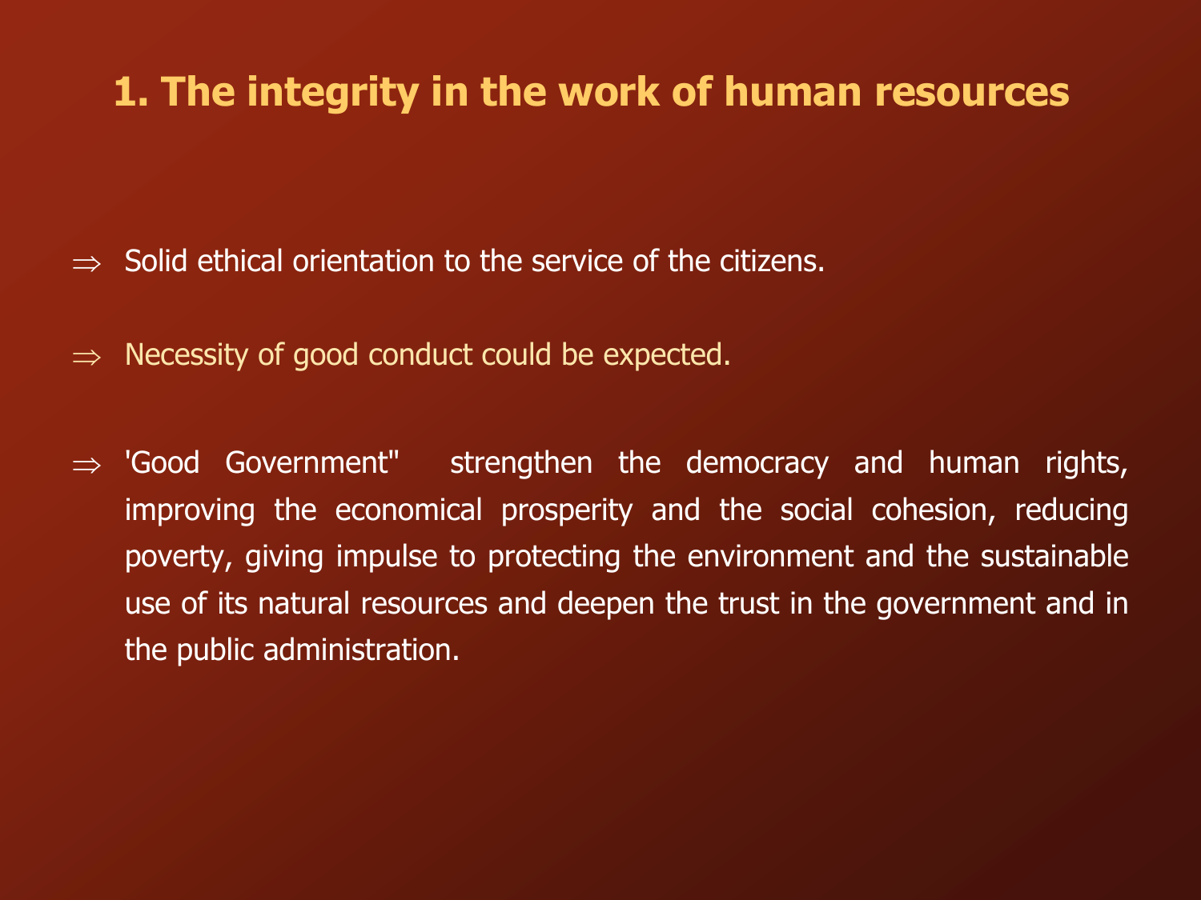# 1. The integrity in the work of human resources

⇒ Solid ethical orientation to the service of the citizens.

⇒ Necessity of good conduct could be expected.

⇒ 'Good Government" strengthen the democracy and human rights, improving the economical prosperity and the social cohesion, reducing poverty, giving impulse to protecting the environment and the sustainable use of its natural resources and deepen the trust in the government and in the public administration.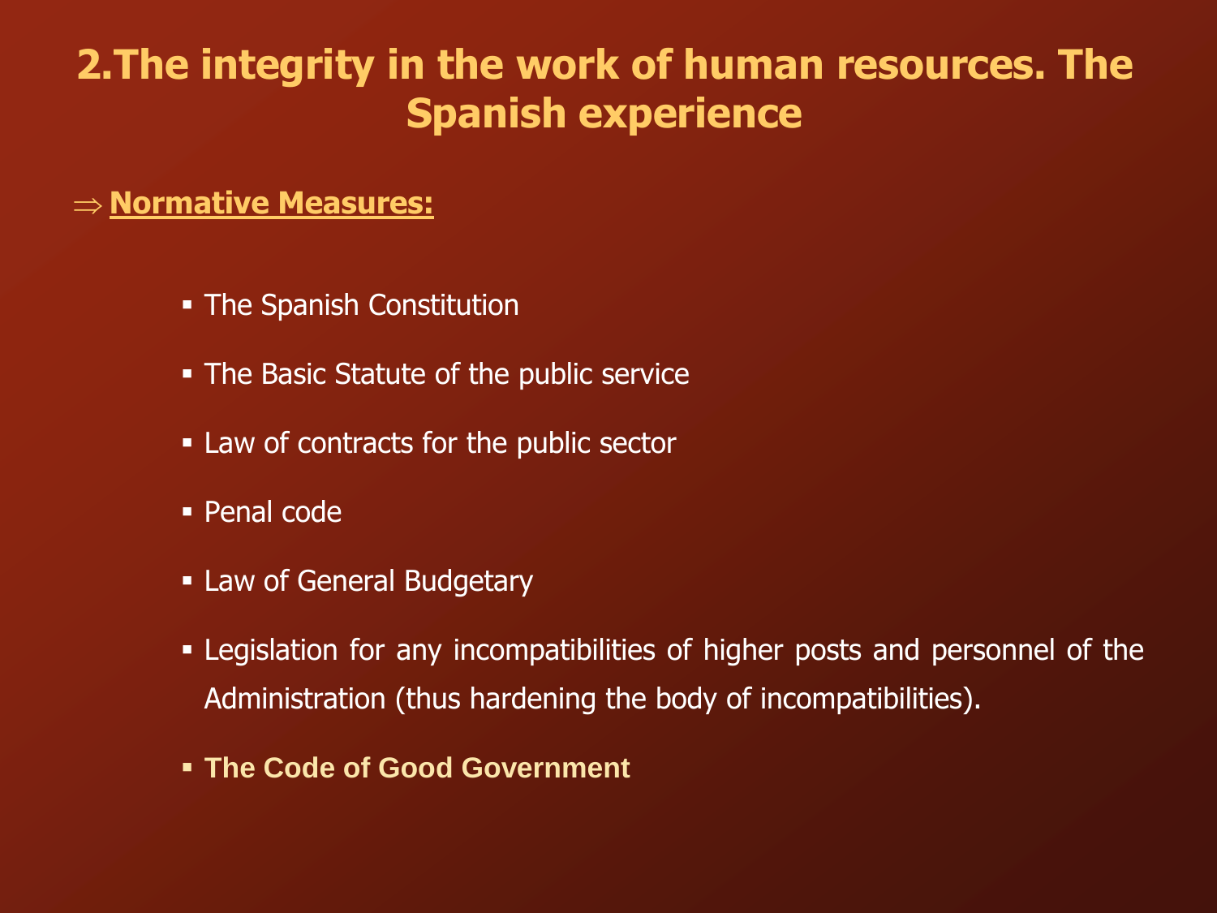# 2.The integrity in the work of human resources. The Spanish experience

⇒ **Normative Measures:**

- The Spanish Constitution
- The Basic Statute of the public service
- Law of contracts for the public sector
- Penal code
- Law of General Budgetary
- Legislation for any incompatibilities of higher posts and personnel of the Administration (thus hardening the body of incompatibilities).
- **The Code of Good Government**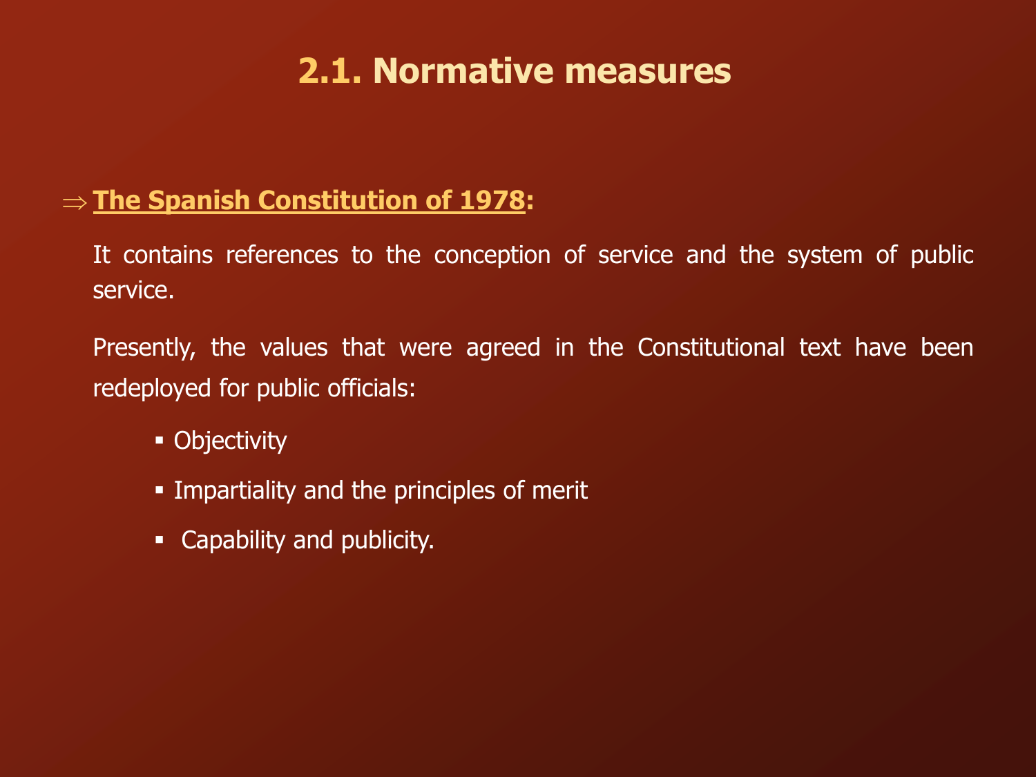# 2.1. Normative measures

⇒ **The Spanish Constitution of 1978**:

It contains references to the conception of service and the system of public service.

Presently, the values that were agreed in the Constitutional text have been redeployed for public officials:

- Objectivity
- Impartiality and the principles of merit
- Capability and publicity.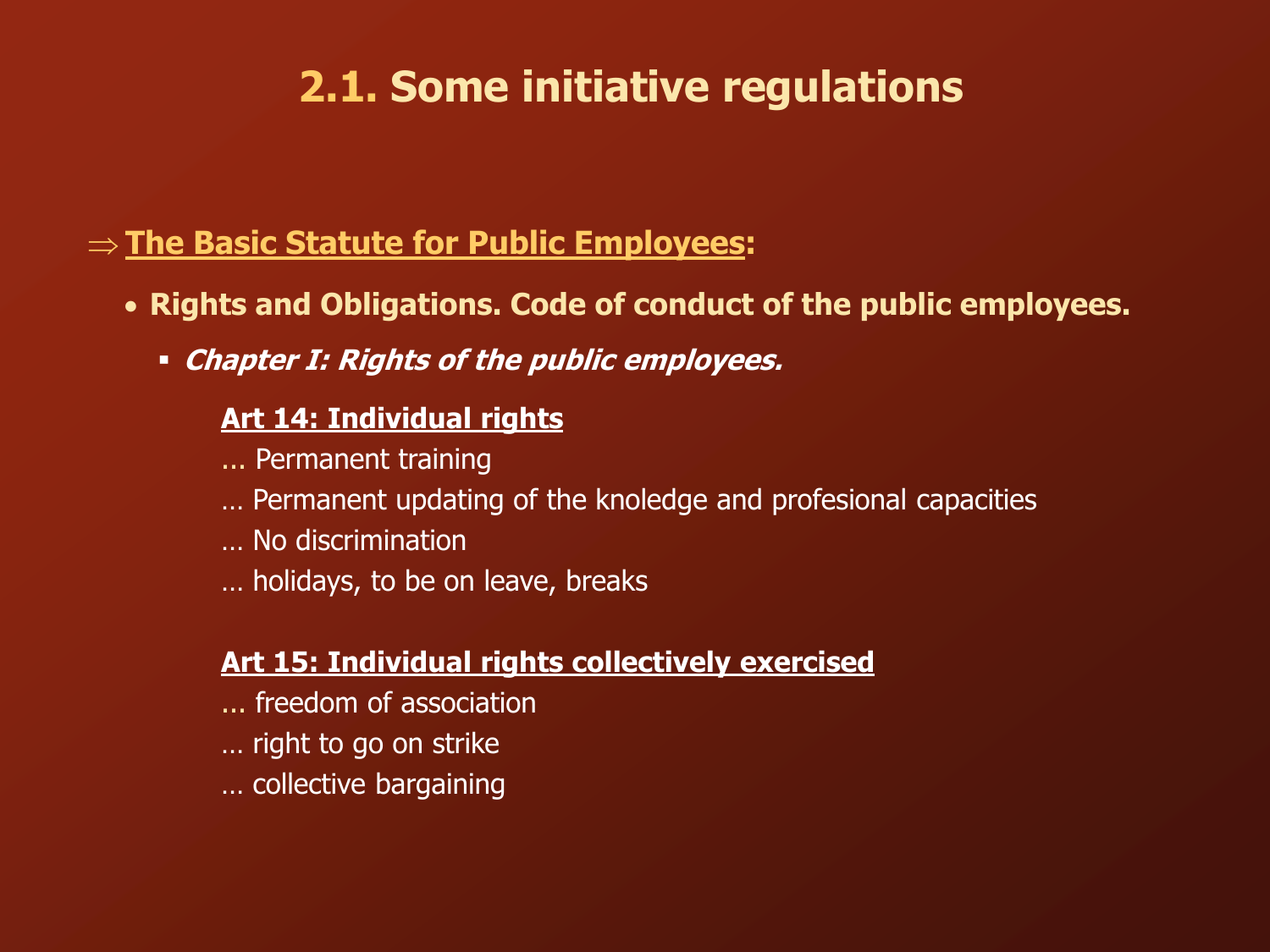# 2.1. Some initiative regulations

⇒ **The Basic Statute for Public Employees:**

- **Rights and Obligations. Code of conduct of the public employees.**
  - ***Chapter I: Rights of the public employees.***

**Art 14: Individual rights**

… Permanent training

… Permanent updating of the knoledge and profesional capacities

… No discrimination

… holidays, to be on leave, breaks

**Art 15: Individual rights collectively exercised**

… freedom of association

… right to go on strike

… collective bargaining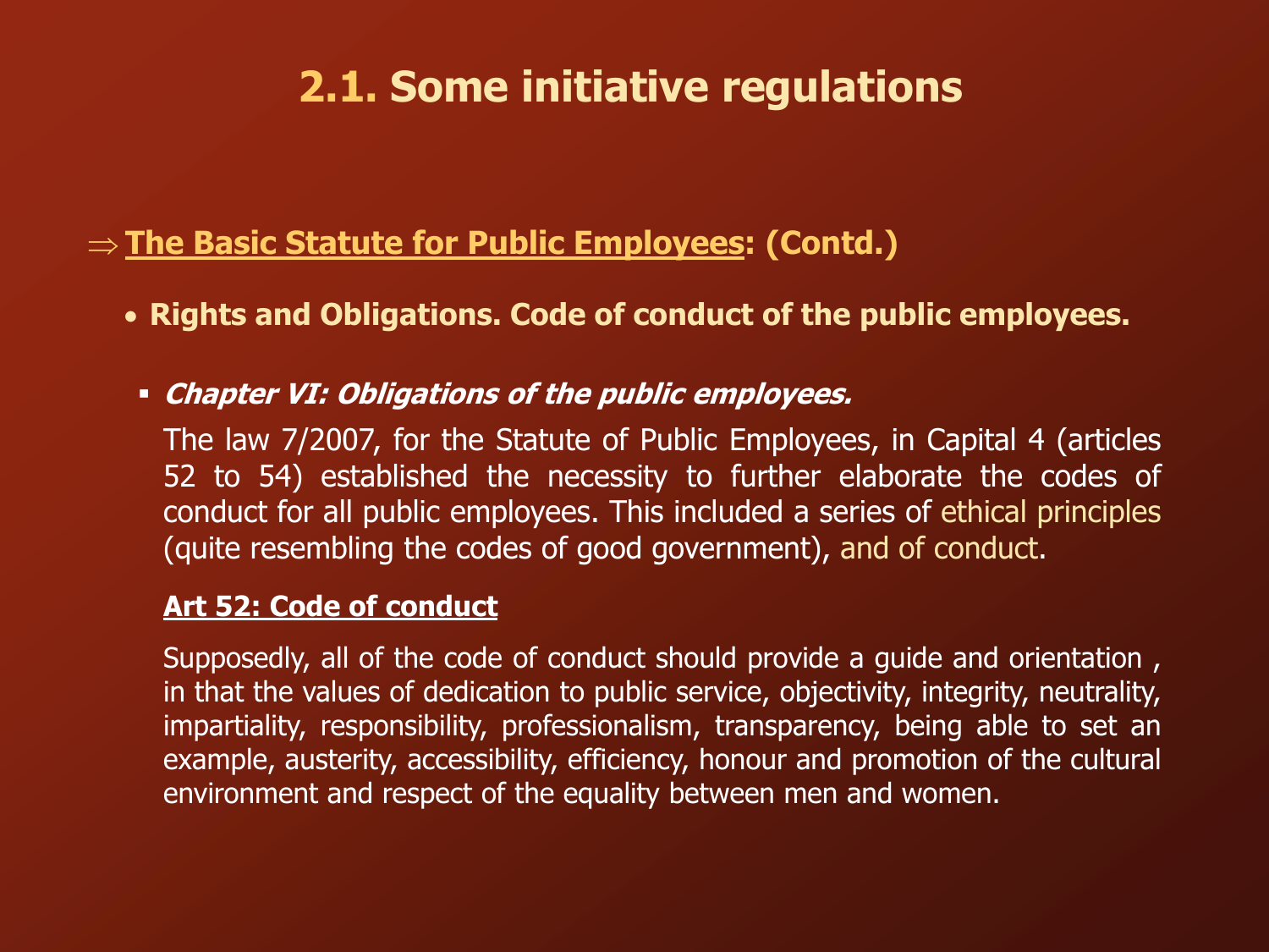# 2.1. Some initiative regulations

⇒ **The Basic Statute for Public Employees: (Contd.)**

- **Rights and Obligations. Code of conduct of the public employees.**

  - ***Chapter VI: Obligations of the public employees.***

    The law 7/2007, for the Statute of Public Employees, in Capital 4 (articles 52 to 54) established the necessity to further elaborate the codes of conduct for all public employees. This included a series of ethical principles (quite resembling the codes of good government), and of conduct.

    **Art 52: Code of conduct**

    Supposedly, all of the code of conduct should provide a guide and orientation , in that the values of dedication to public service, objectivity, integrity, neutrality, impartiality, responsibility, professionalism, transparency, being able to set an example, austerity, accessibility, efficiency, honour and promotion of the cultural environment and respect of the equality between men and women.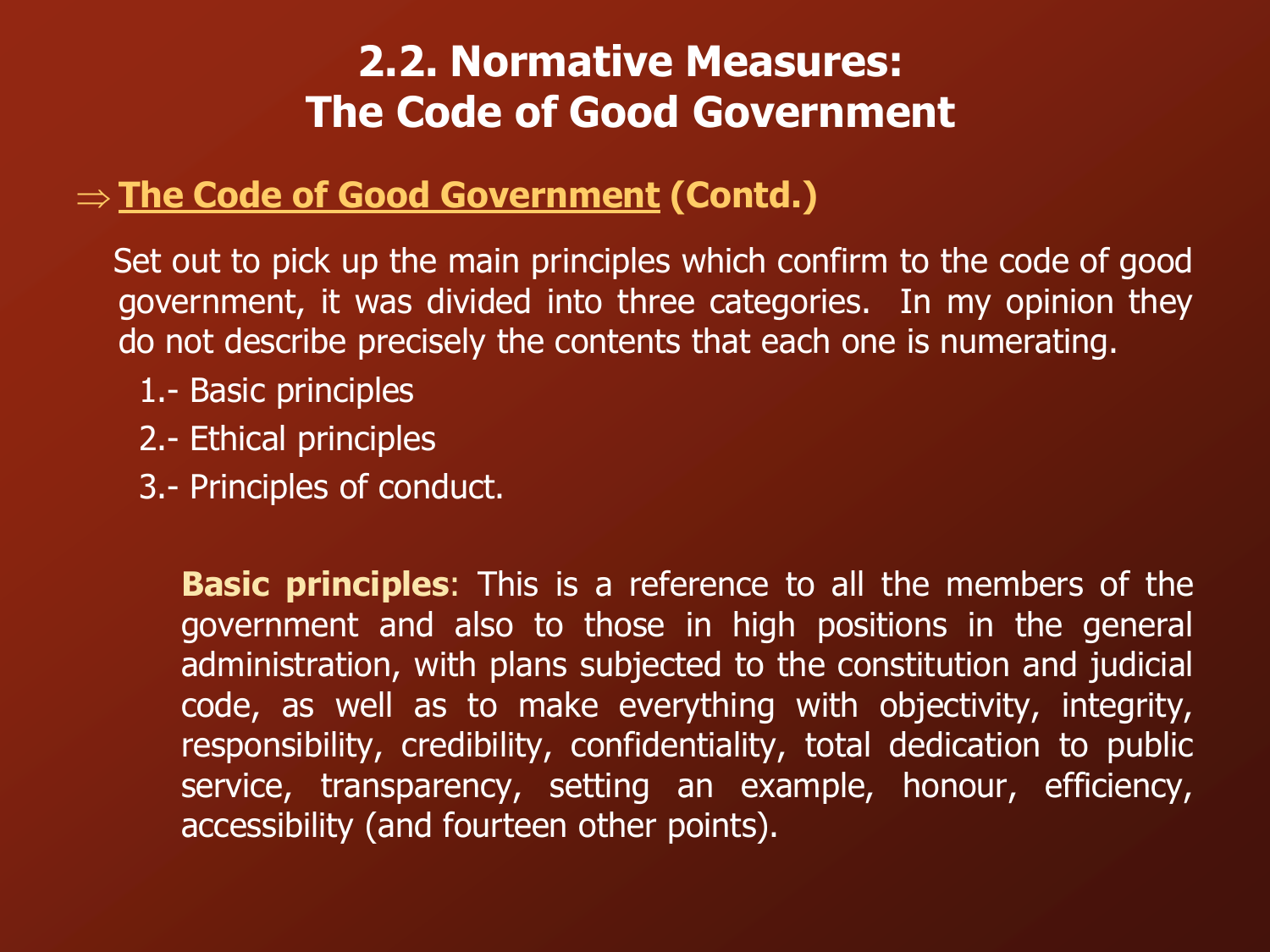# 2.2. Normative Measures: The Code of Good Government

⇒ **The Code of Good Government (Contd.)**

Set out to pick up the main principles which confirm to the code of good government, it was divided into three categories. In my opinion they do not describe precisely the contents that each one is numerating.

1.- Basic principles

2.- Ethical principles

3.- Principles of conduct.

**Basic principles**: This is a reference to all the members of the government and also to those in high positions in the general administration, with plans subjected to the constitution and judicial code, as well as to make everything with objectivity, integrity, responsibility, credibility, confidentiality, total dedication to public service, transparency, setting an example, honour, efficiency, accessibility (and fourteen other points).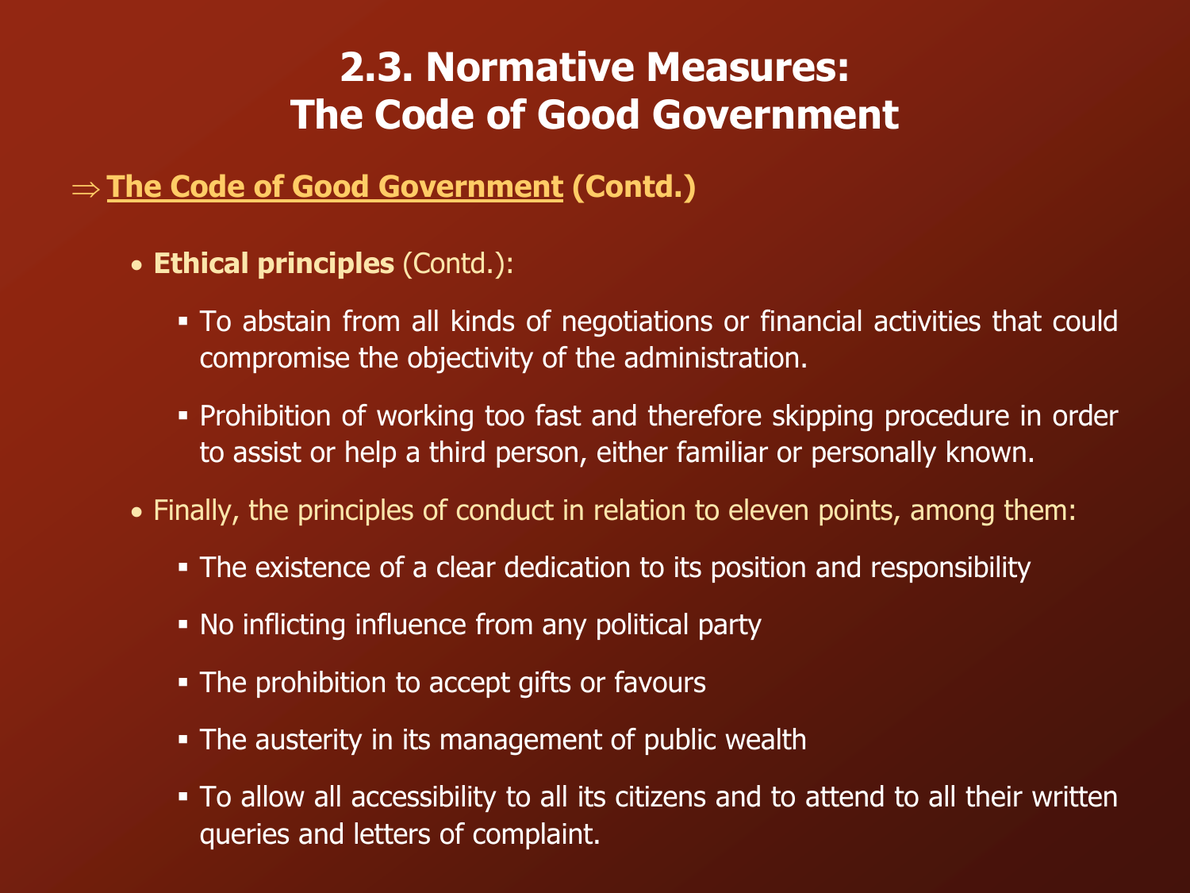# 2.3. Normative Measures: The Code of Good Government

⇒ **The Code of Good Government** **(Contd.)**

- **Ethical principles** (Contd.):
  - To abstain from all kinds of negotiations or financial activities that could compromise the objectivity of the administration.
  - Prohibition of working too fast and therefore skipping procedure in order to assist or help a third person, either familiar or personally known.
- Finally, the principles of conduct in relation to eleven points, among them:
  - The existence of a clear dedication to its position and responsibility
  - No inflicting influence from any political party
  - The prohibition to accept gifts or favours
  - The austerity in its management of public wealth
  - To allow all accessibility to all its citizens and to attend to all their written queries and letters of complaint.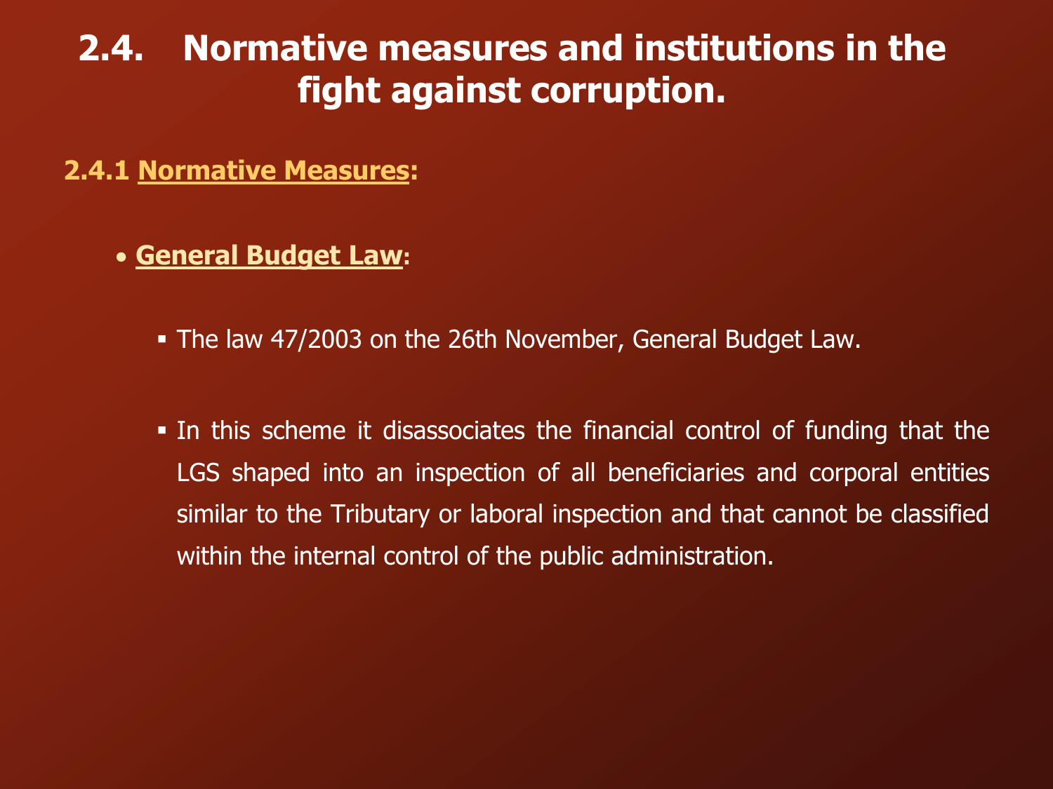# 2.4. Normative measures and institutions in the fight against corruption.

## 2.4.1 Normative Measures:

- **General Budget Law**:
  - The law 47/2003 on the 26th November, General Budget Law.
  - In this scheme it disassociates the financial control of funding that the LGS shaped into an inspection of all beneficiaries and corporal entities similar to the Tributary or laboral inspection and that cannot be classified within the internal control of the public administration.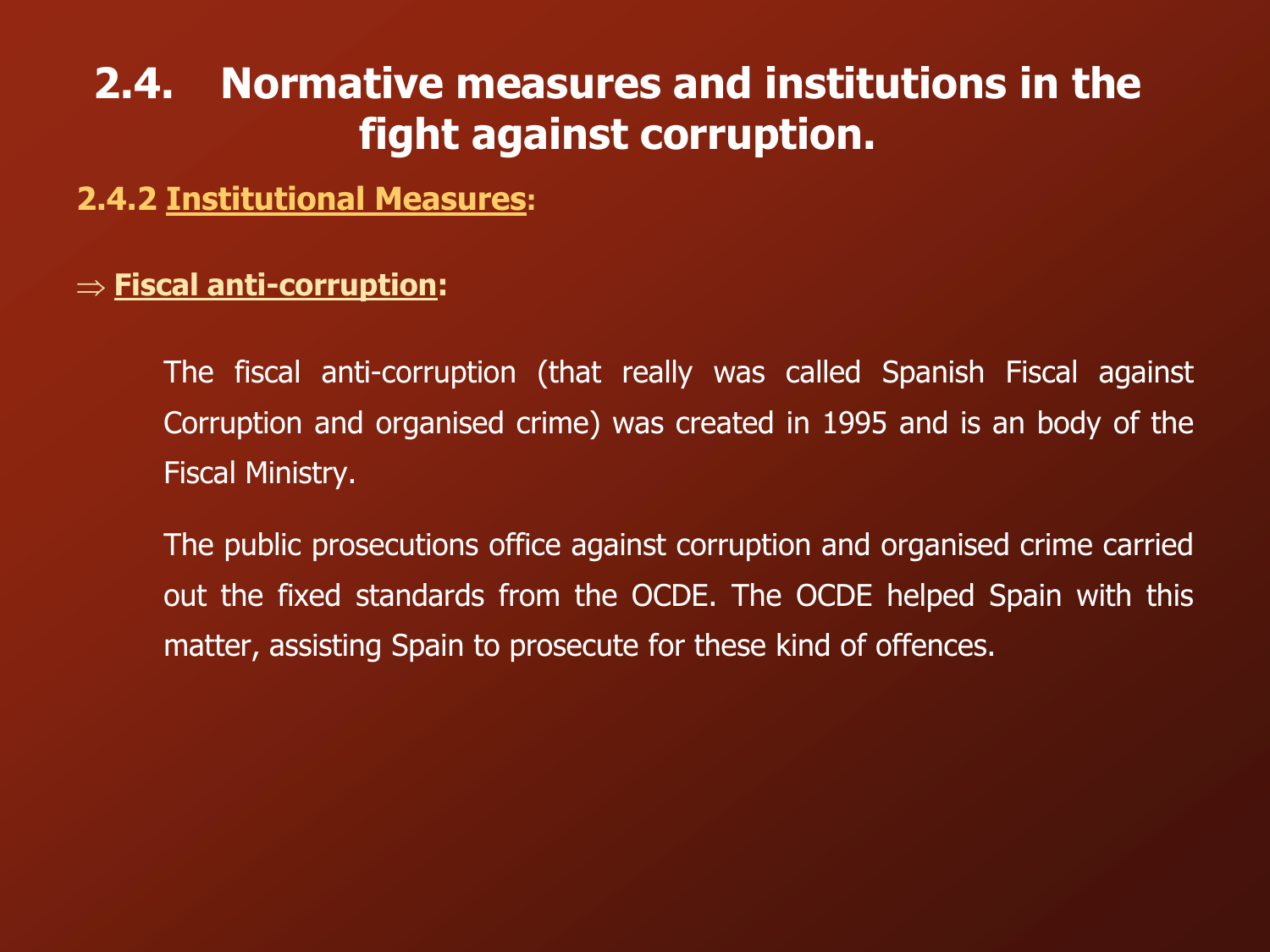# 2.4. Normative measures and institutions in the fight against corruption.

### 2.4.2 Institutional Measures:

⇒ **Fiscal anti-corruption:**

The fiscal anti-corruption (that really was called Spanish Fiscal against Corruption and organised crime) was created in 1995 and is an body of the Fiscal Ministry.

The public prosecutions office against corruption and organised crime carried out the fixed standards from the OCDE. The OCDE helped Spain with this matter, assisting Spain to prosecute for these kind of offences.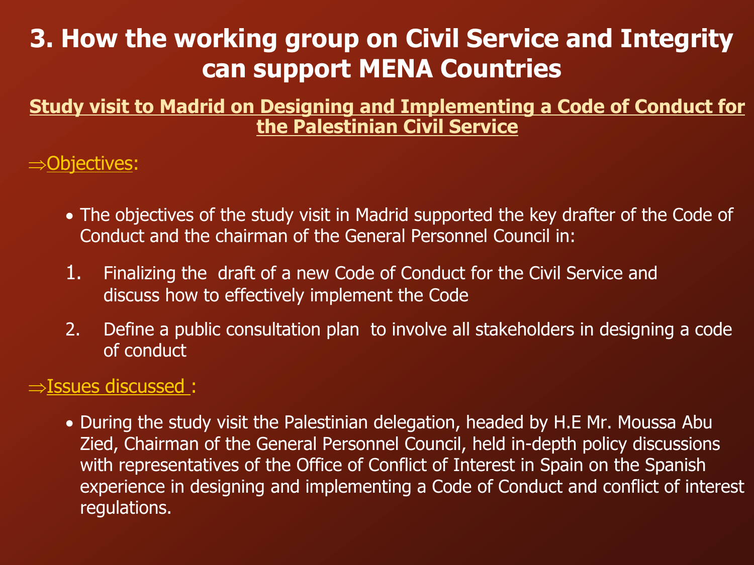# 3. How the working group on Civil Service and Integrity can support MENA Countries

## Study visit to Madrid on Designing and Implementing a Code of Conduct for the Palestinian Civil Service

⇒Objectives:

- The objectives of the study visit in Madrid supported the key drafter of the Code of Conduct and the chairman of the General Personnel Council in:

1. Finalizing the draft of a new Code of Conduct for the Civil Service and discuss how to effectively implement the Code
2. Define a public consultation plan to involve all stakeholders in designing a code of conduct

⇒Issues discussed :

- During the study visit the Palestinian delegation, headed by H.E Mr. Moussa Abu Zied, Chairman of the General Personnel Council, held in-depth policy discussions with representatives of the Office of Conflict of Interest in Spain on the Spanish experience in designing and implementing a Code of Conduct and conflict of interest regulations.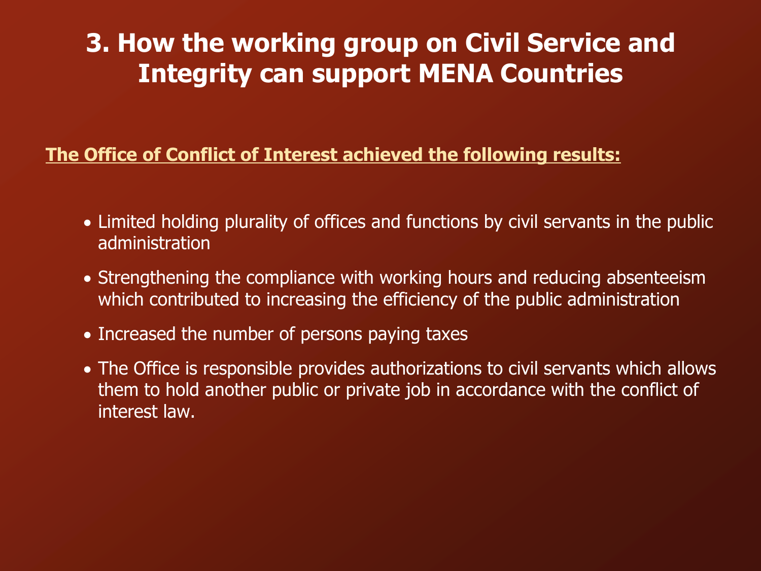# 3. How the working group on Civil Service and Integrity can support MENA Countries

**The Office of Conflict of Interest achieved the following results:**

- Limited holding plurality of offices and functions by civil servants in the public administration
- Strengthening the compliance with working hours and reducing absenteeism which contributed to increasing the efficiency of the public administration
- Increased the number of persons paying taxes
- The Office is responsible provides authorizations to civil servants which allows them to hold another public or private job in accordance with the conflict of interest law.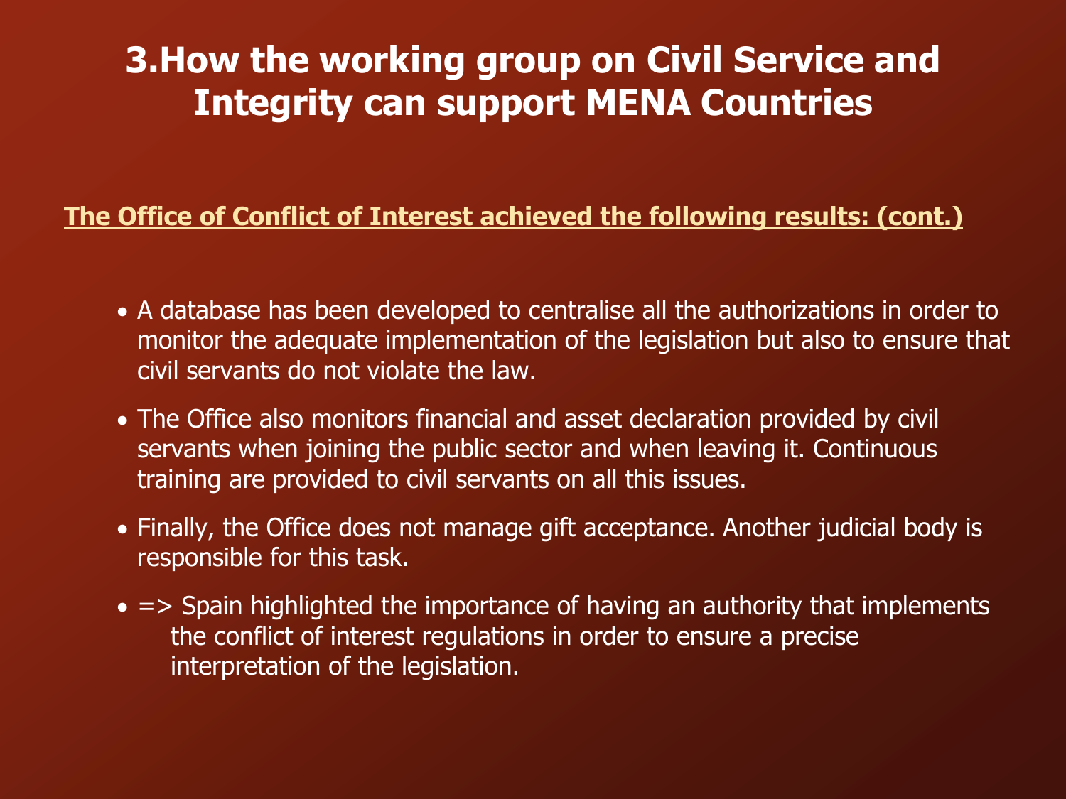# 3.How the working group on Civil Service and Integrity can support MENA Countries

**The Office of Conflict of Interest achieved the following results: (cont.)**

- A database has been developed to centralise all the authorizations in order to monitor the adequate implementation of the legislation but also to ensure that civil servants do not violate the law.
- The Office also monitors financial and asset declaration provided by civil servants when joining the public sector and when leaving it. Continuous training are provided to civil servants on all this issues.
- Finally, the Office does not manage gift acceptance. Another judicial body is responsible for this task.
- => Spain highlighted the importance of having an authority that implements the conflict of interest regulations in order to ensure a precise interpretation of the legislation.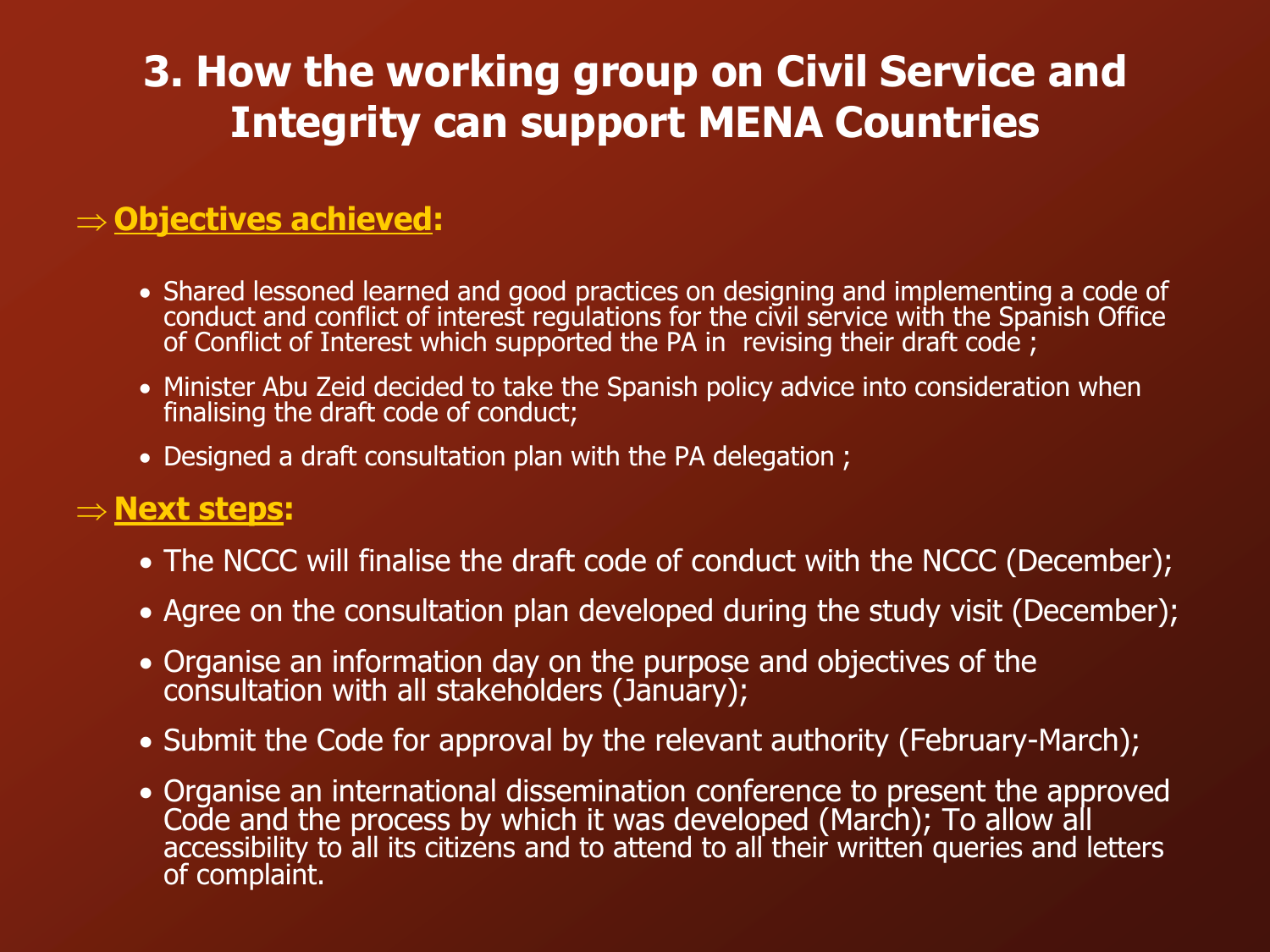# 3. How the working group on Civil Service and Integrity can support MENA Countries

⇒ **Objectives achieved:**

- Shared lessoned learned and good practices on designing and implementing a code of conduct and conflict of interest regulations for the civil service with the Spanish Office of Conflict of Interest which supported the PA in revising their draft code ;
- Minister Abu Zeid decided to take the Spanish policy advice into consideration when finalising the draft code of conduct;
- Designed a draft consultation plan with the PA delegation ;

⇒ **Next steps:**

- The NCCC will finalise the draft code of conduct with the NCCC (December);
- Agree on the consultation plan developed during the study visit (December);
- Organise an information day on the purpose and objectives of the consultation with all stakeholders (January);
- Submit the Code for approval by the relevant authority (February-March);
- Organise an international dissemination conference to present the approved Code and the process by which it was developed (March); To allow all accessibility to all its citizens and to attend to all their written queries and letters of complaint.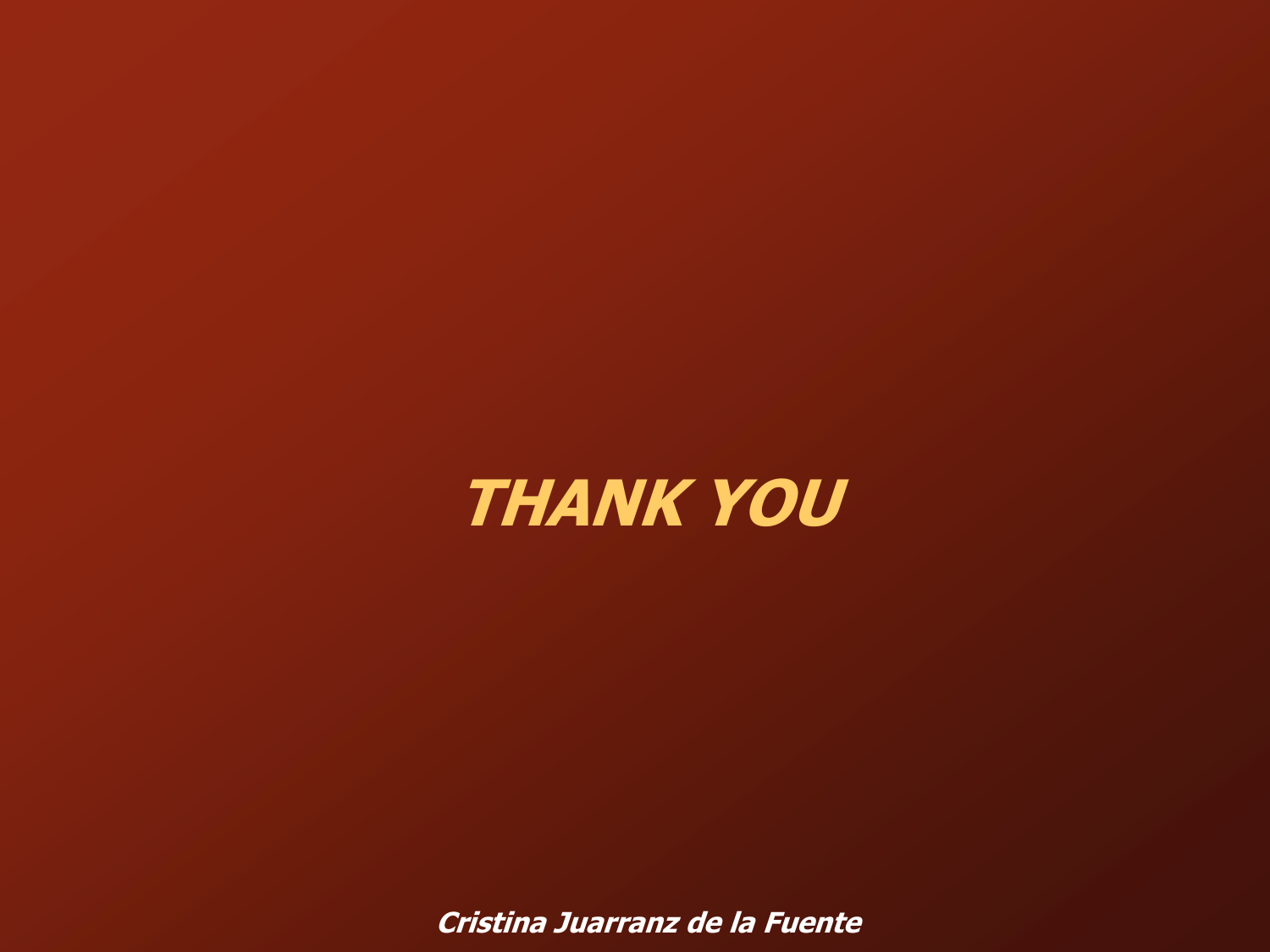# ***THANK YOU***

***Cristina Juarranz de la Fuente***